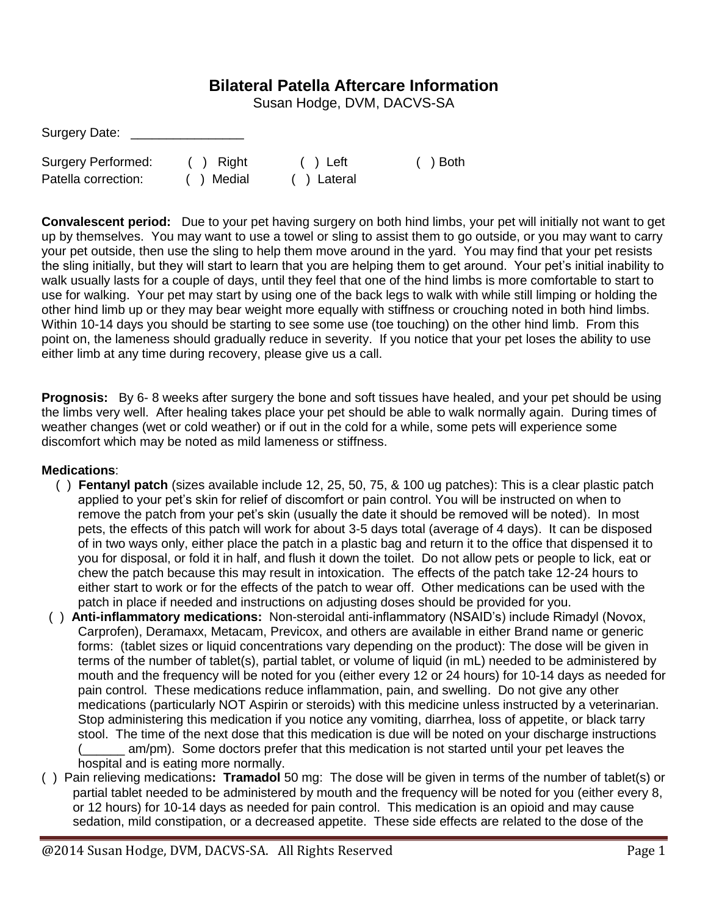# Bilateral Patella Aftercare Information

Susan Hodge, DVM, DACVS-SA

Surgery Date: \_\_\_\_\_\_\_\_\_\_\_\_\_\_\_\_

Surgery Performed: ( ) Right ( ) Left ( ) Both

Patella correction: ( ) Medial ( ) Lateral

**Convalescent period:** Due to your pet having surgery on both hind limbs, your pet will initially not want to get up by themselves. You may want to use a towel or sling to assist them to go outside, or you may want to carry your pet outside, then use the sling to help them move around in the yard. You may find that your pet resists the sling initially, but they will start to learn that you are helping them to get around. Your pet's initial inability to walk usually lasts for a couple of days, until they feel that one of the hind limbs is more comfortable to start to use for walking. Your pet may start by using one of the back legs to walk with while still limping or holding the other hind limb up or they may bear weight more equally with stiffness or crouching noted in both hind limbs. Within 10-14 days you should be starting to see some use (toe touching) on the other hind limb. From this point on, the lameness should gradually reduce in severity. If you notice that your pet loses the ability to use either limb at any time during recovery, please give us a call.

**Prognosis:** By 6- 8 weeks after surgery the bone and soft tissues have healed, and your pet should be using the limbs very well. After healing takes place your pet should be able to walk normally again. During times of weather changes (wet or cold weather) or if out in the cold for a while, some pets will experience some discomfort which may be noted as mild lameness or stiffness.

**Medications**:

( ) **Fentanyl patch** (sizes available include 12, 25, 50, 75, & 100 ug patches): This is a clear plastic patch applied to your pet's skin for relief of discomfort or pain control. You will be instructed on when to remove the patch from your pet's skin (usually the date it should be removed will be noted). In most pets, the effects of this patch will work for about 3-5 days total (average of 4 days). It can be disposed of in two ways only, either place the patch in a plastic bag and return it to the office that dispensed it to you for disposal, or fold it in half, and flush it down the toilet. Do not allow pets or people to lick, eat or chew the patch because this may result in intoxication. The effects of the patch take 12-24 hours to either start to work or for the effects of the patch to wear off. Other medications can be used with the patch in place if needed and instructions on adjusting doses should be provided for you.

( ) **Anti-inflammatory medications:** Non-steroidal anti-inflammatory (NSAID's) include Rimadyl (Novox, Carprofen), Deramaxx, Metacam, Previcox, and others are available in either Brand name or generic forms: (tablet sizes or liquid concentrations vary depending on the product): The dose will be given in terms of the number of tablet(s), partial tablet, or volume of liquid (in mL) needed to be administered by mouth and the frequency will be noted for you (either every 12 or 24 hours) for 10-14 days as needed for pain control. These medications reduce inflammation, pain, and swelling. Do not give any other medications (particularly NOT Aspirin or steroids) with this medicine unless instructed by a veterinarian. Stop administering this medication if you notice any vomiting, diarrhea, loss of appetite, or black tarry stool. The time of the next dose that this medication is due will be noted on your discharge instructions (\_\_\_\_\_\_ am/pm). Some doctors prefer that this medication is not started until your pet leaves the hospital and is eating more normally.

( ) Pain relieving medications**: Tramadol** 50 mg: The dose will be given in terms of the number of tablet(s) or partial tablet needed to be administered by mouth and the frequency will be noted for you (either every 8, or 12 hours) for 10-14 days as needed for pain control. This medication is an opioid and may cause sedation, mild constipation, or a decreased appetite. These side effects are related to the dose of the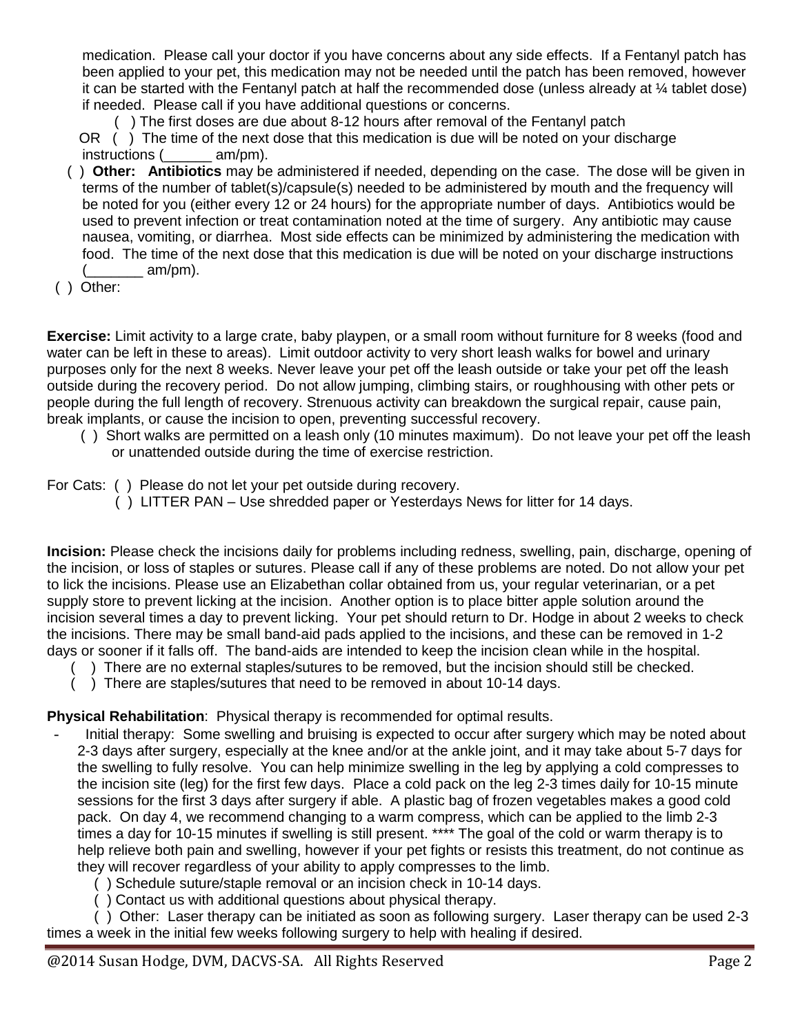medication. Please call your doctor if you have concerns about any side effects. If a Fentanyl patch has been applied to your pet, this medication may not be needed until the patch has been removed, however it can be started with the Fentanyl patch at half the recommended dose (unless already at ¼ tablet dose) if needed. Please call if you have additional questions or concerns.

( ) The first doses are due about 8-12 hours after removal of the Fentanyl patch

OR ( ) The time of the next dose that this medication is due will be noted on your discharge instructions (______ am/pm).

( ) **Other: Antibiotics** may be administered if needed, depending on the case. The dose will be given in terms of the number of tablet(s)/capsule(s) needed to be administered by mouth and the frequency will be noted for you (either every 12 or 24 hours) for the appropriate number of days. Antibiotics would be used to prevent infection or treat contamination noted at the time of surgery. Any antibiotic may cause nausea, vomiting, or diarrhea. Most side effects can be minimized by administering the medication with food. The time of the next dose that this medication is due will be noted on your discharge instructions (_______ am/pm).

( ) Other:

**Exercise:** Limit activity to a large crate, baby playpen, or a small room without furniture for 8 weeks (food and water can be left in these to areas). Limit outdoor activity to very short leash walks for bowel and urinary purposes only for the next 8 weeks. Never leave your pet off the leash outside or take your pet off the leash outside during the recovery period. Do not allow jumping, climbing stairs, or roughhousing with other pets or people during the full length of recovery. Strenuous activity can breakdown the surgical repair, cause pain, break implants, or cause the incision to open, preventing successful recovery.

( ) Short walks are permitted on a leash only (10 minutes maximum). Do not leave your pet off the leash or unattended outside during the time of exercise restriction.

For Cats: ( ) Please do not let your pet outside during recovery.

( ) LITTER PAN – Use shredded paper or Yesterdays News for litter for 14 days.

**Incision:** Please check the incisions daily for problems including redness, swelling, pain, discharge, opening of the incision, or loss of staples or sutures. Please call if any of these problems are noted. Do not allow your pet to lick the incisions. Please use an Elizabethan collar obtained from us, your regular veterinarian, or a pet supply store to prevent licking at the incision. Another option is to place bitter apple solution around the incision several times a day to prevent licking. Your pet should return to Dr. Hodge in about 2 weeks to check the incisions. There may be small band-aid pads applied to the incisions, and these can be removed in 1-2 days or sooner if it falls off. The band-aids are intended to keep the incision clean while in the hospital.

( ) There are no external staples/sutures to be removed, but the incision should still be checked.

( ) There are staples/sutures that need to be removed in about 10-14 days.

**Physical Rehabilitation**: Physical therapy is recommended for optimal results.

- Initial therapy: Some swelling and bruising is expected to occur after surgery which may be noted about 2-3 days after surgery, especially at the knee and/or at the ankle joint, and it may take about 5-7 days for the swelling to fully resolve. You can help minimize swelling in the leg by applying a cold compresses to the incision site (leg) for the first few days. Place a cold pack on the leg 2-3 times daily for 10-15 minute sessions for the first 3 days after surgery if able. A plastic bag of frozen vegetables makes a good cold pack. On day 4, we recommend changing to a warm compress, which can be applied to the limb 2-3 times a day for 10-15 minutes if swelling is still present. **** The goal of the cold or warm therapy is to help relieve both pain and swelling, however if your pet fights or resists this treatment, do not continue as they will recover regardless of your ability to apply compresses to the limb.

  ( ) Schedule suture/staple removal or an incision check in 10-14 days.

  ( ) Contact us with additional questions about physical therapy.

  ( ) Other: Laser therapy can be initiated as soon as following surgery. Laser therapy can be used 2-3 times a week in the initial few weeks following surgery to help with healing if desired.

@2014 Susan Hodge, DVM, DACVS-SA. All Rights Reserved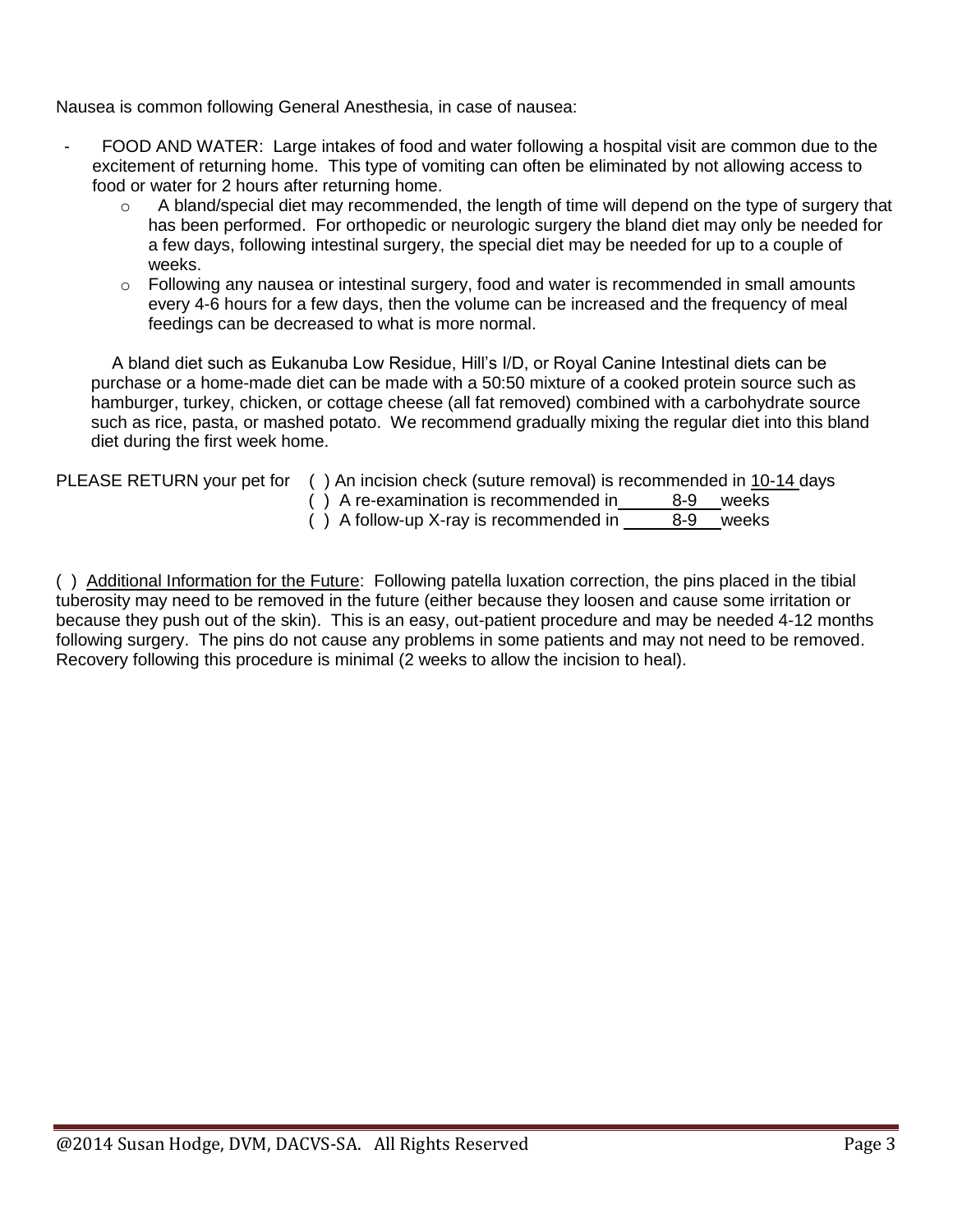Nausea is common following General Anesthesia, in case of nausea:

- FOOD AND WATER: Large intakes of food and water following a hospital visit are common due to the excitement of returning home. This type of vomiting can often be eliminated by not allowing access to food or water for 2 hours after returning home.
  - A bland/special diet may recommended, the length of time will depend on the type of surgery that has been performed. For orthopedic or neurologic surgery the bland diet may only be needed for a few days, following intestinal surgery, the special diet may be needed for up to a couple of weeks.
  - Following any nausea or intestinal surgery, food and water is recommended in small amounts every 4-6 hours for a few days, then the volume can be increased and the frequency of meal feedings can be decreased to what is more normal.

A bland diet such as Eukanuba Low Residue, Hill's I/D, or Royal Canine Intestinal diets can be purchase or a home-made diet can be made with a 50:50 mixture of a cooked protein source such as hamburger, turkey, chicken, or cottage cheese (all fat removed) combined with a carbohydrate source such as rice, pasta, or mashed potato. We recommend gradually mixing the regular diet into this bland diet during the first week home.

PLEASE RETURN your pet for ( ) An incision check (suture removal) is recommended in 10-14 days
( ) A re-examination is recommended in 8-9 weeks
( ) A follow-up X-ray is recommended in 8-9 weeks

( ) Additional Information for the Future: Following patella luxation correction, the pins placed in the tibial tuberosity may need to be removed in the future (either because they loosen and cause some irritation or because they push out of the skin). This is an easy, out-patient procedure and may be needed 4-12 months following surgery. The pins do not cause any problems in some patients and may not need to be removed. Recovery following this procedure is minimal (2 weeks to allow the incision to heal).